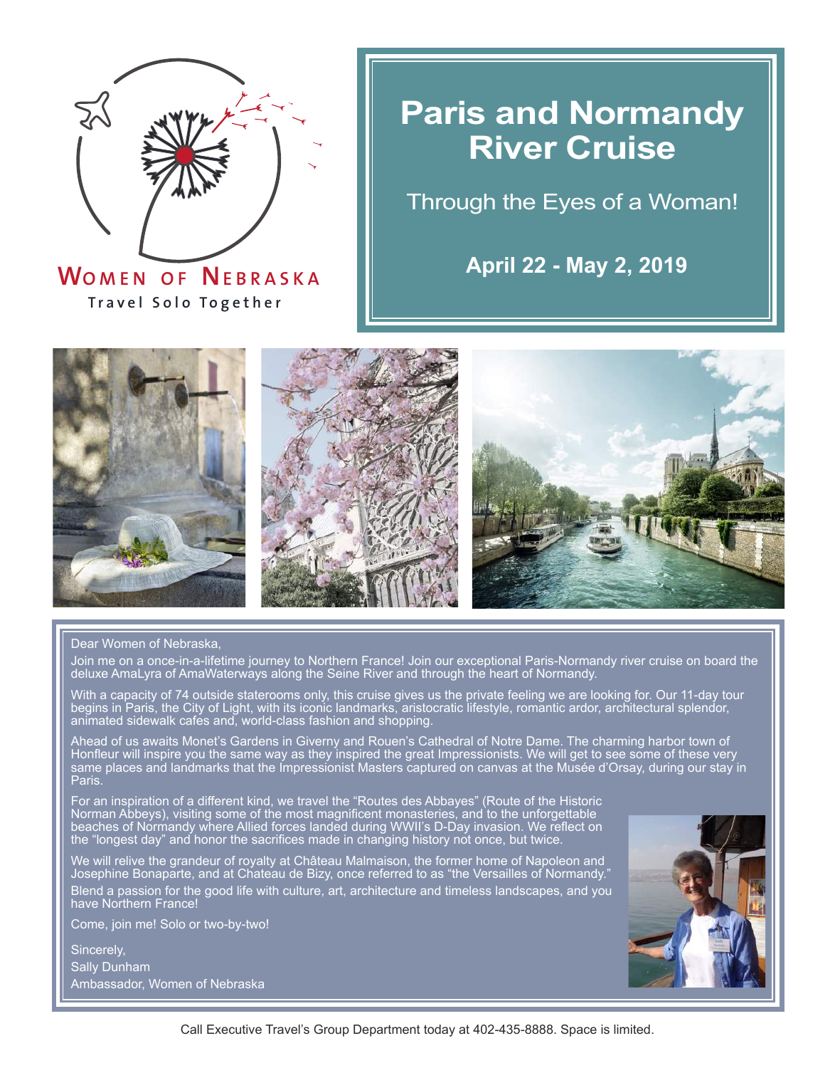WOMEN OF NEBRASKA

Travel Solo Together

# Paris and Normandy River Cruise

Through the Eyes of a Woman!

**April 22 - May 2, 2019**

Dear Women of Nebraska,

Join me on a once-in-a-lifetime journey to Northern France! Join our exceptional Paris-Normandy river cruise on board the deluxe AmaLyra of AmaWaterways along the Seine River and through the heart of Normandy.

With a capacity of 74 outside staterooms only, this cruise gives us the private feeling we are looking for. Our 11-day tour begins in Paris, the City of Light, with its iconic landmarks, aristocratic lifestyle, romantic ardor, architectural splendor, animated sidewalk cafes and, world-class fashion and shopping.

Ahead of us awaits Monet's Gardens in Giverny and Rouen's Cathedral of Notre Dame. The charming harbor town of Honfleur will inspire you the same way as they inspired the great Impressionists. We will get to see some of these very same places and landmarks that the Impressionist Masters captured on canvas at the Musée d'Orsay, during our stay in Paris.

For an inspiration of a different kind, we travel the "Routes des Abbayes" (Route of the Historic Norman Abbeys), visiting some of the most magnificent monasteries, and to the unforgettable beaches of Normandy where Allied forces landed during WWII's D-Day invasion. We reflect on the "longest day" and honor the sacrifices made in changing history not once, but twice.

We will relive the grandeur of royalty at Château Malmaison, the former home of Napoleon and Josephine Bonaparte, and at Chateau de Bizy, once referred to as "the Versailles of Normandy."

Blend a passion for the good life with culture, art, architecture and timeless landscapes, and you have Northern France!

Come, join me! Solo or two-by-two!

Sincerely,

Sally Dunham

Ambassador, Women of Nebraska

Call Executive Travel's Group Department today at 402-435-8888. Space is limited.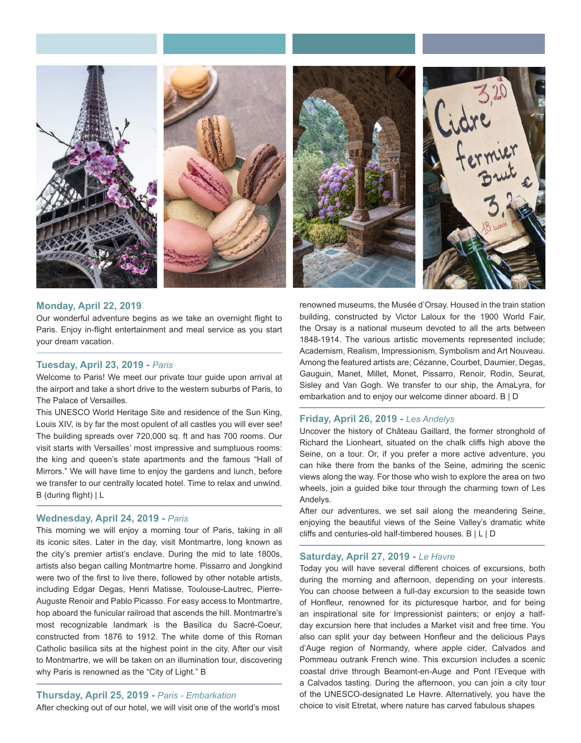## Monday, April 22, 2019

Our wonderful adventure begins as we take an overnight flight to Paris. Enjoy in-flight entertainment and meal service as you start your dream vacation.

## Tuesday, April 23, 2019 - *Paris*

Welcome to Paris! We meet our private tour guide upon arrival at the airport and take a short drive to the western suburbs of Paris, to The Palace of Versailles.

This UNESCO World Heritage Site and residence of the Sun King, Louis XIV, is by far the most opulent of all castles you will ever see! The building spreads over 720,000 sq. ft and has 700 rooms. Our visit starts with Versailles' most impressive and sumptuous rooms: the king and queen's state apartments and the famous "Hall of Mirrors." We will have time to enjoy the gardens and lunch, before we transfer to our centrally located hotel. Time to relax and unwind. B (during flight) | L

## Wednesday, April 24, 2019 - *Paris*

This morning we will enjoy a morning tour of Paris, taking in all its iconic sites. Later in the day, visit Montmartre, long known as the city's premier artist's enclave. During the mid to late 1800s, artists also began calling Montmartre home. Pissarro and Jongkind were two of the first to live there, followed by other notable artists, including Edgar Degas, Henri Matisse, Toulouse-Lautrec, Pierre-Auguste Renoir and Pablo Picasso. For easy access to Montmartre, hop aboard the funicular railroad that ascends the hill. Montmartre's most recognizable landmark is the Basilica du Sacré-Coeur, constructed from 1876 to 1912. The white dome of this Roman Catholic basilica sits at the highest point in the city. After our visit to Montmartre, we will be taken on an illumination tour, discovering why Paris is renowned as the "City of Light." B

## Thursday, April 25, 2019 - *Paris - Embarkation*

After checking out of our hotel, we will visit one of the world's most renowned museums, the Musée d'Orsay. Housed in the train station building, constructed by Victor Laloux for the 1900 World Fair, the Orsay is a national museum devoted to all the arts between 1848-1914. The various artistic movements represented include; Academism, Realism, Impressionism, Symbolism and Art Nouveau. Among the featured artists are; Cézanne, Courbet, Daumier, Degas, Gauguin, Manet, Millet, Monet, Pissarro, Renoir, Rodin, Seurat, Sisley and Van Gogh. We transfer to our ship, the AmaLyra, for embarkation and to enjoy our welcome dinner aboard. B | D

## Friday, April 26, 2019 - *Les Andelys*

Uncover the history of Château Gaillard, the former stronghold of Richard the Lionheart, situated on the chalk cliffs high above the Seine, on a tour. Or, if you prefer a more active adventure, you can hike there from the banks of the Seine, admiring the scenic views along the way. For those who wish to explore the area on two wheels, join a guided bike tour through the charming town of Les Andelys.

After our adventures, we set sail along the meandering Seine, enjoying the beautiful views of the Seine Valley's dramatic white cliffs and centuries-old half-timbered houses. B | L | D

## Saturday, April 27, 2019 - *Le Havre*

Today you will have several different choices of excursions, both during the morning and afternoon, depending on your interests. You can choose between a full-day excursion to the seaside town of Honfleur, renowned for its picturesque harbor, and for being an inspirational site for Impressionist painters; or enjoy a half-day excursion here that includes a Market visit and free time. You also can split your day between Honfleur and the delicious Pays d'Auge region of Normandy, where apple cider, Calvados and Pommeau outrank French wine. This excursion includes a scenic coastal drive through Beamont-en-Auge and Pont l'Eveque with a Calvados tasting. During the afternoon, you can join a city tour of the UNESCO-designated Le Havre. Alternatively, you have the choice to visit Etretat, where nature has carved fabulous shapes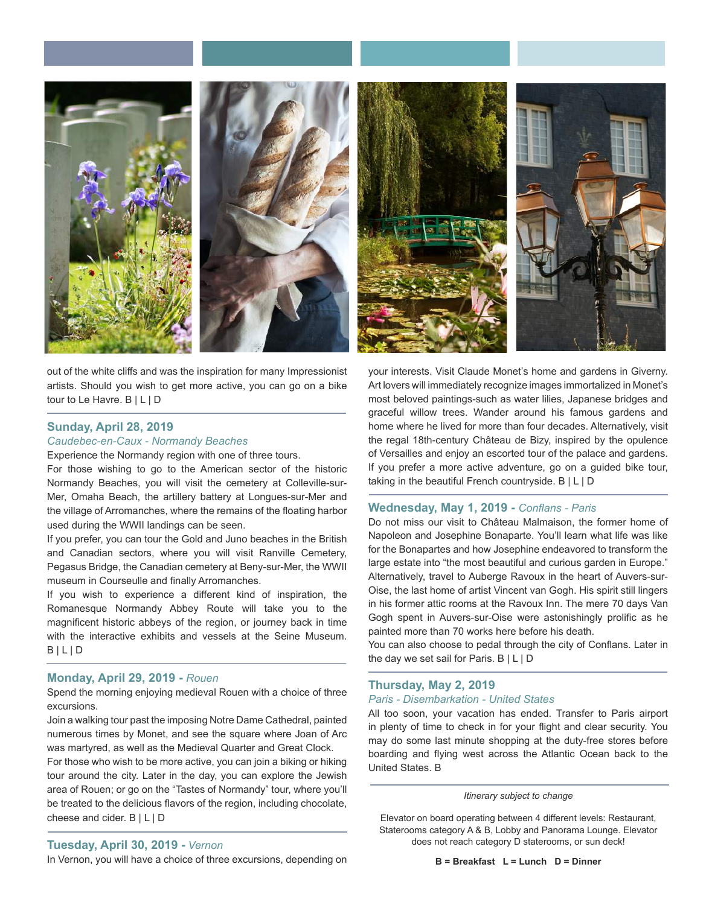out of the white cliffs and was the inspiration for many Impressionist artists. Should you wish to get more active, you can go on a bike tour to Le Havre. B | L | D

## Sunday, April 28, 2019

*Caudebec-en-Caux - Normandy Beaches*

Experience the Normandy region with one of three tours.

For those wishing to go to the American sector of the historic Normandy Beaches, you will visit the cemetery at Colleville-sur-Mer, Omaha Beach, the artillery battery at Longues-sur-Mer and the village of Arromanches, where the remains of the floating harbor used during the WWII landings can be seen.

If you prefer, you can tour the Gold and Juno beaches in the British and Canadian sectors, where you will visit Ranville Cemetery, Pegasus Bridge, the Canadian cemetery at Beny-sur-Mer, the WWII museum in Courseulle and finally Arromanches.

If you wish to experience a different kind of inspiration, the Romanesque Normandy Abbey Route will take you to the magnificent historic abbeys of the region, or journey back in time with the interactive exhibits and vessels at the Seine Museum. B | L | D

## Monday, April 29, 2019 - *Rouen*

Spend the morning enjoying medieval Rouen with a choice of three excursions.

Join a walking tour past the imposing Notre Dame Cathedral, painted numerous times by Monet, and see the square where Joan of Arc was martyred, as well as the Medieval Quarter and Great Clock.

For those who wish to be more active, you can join a biking or hiking tour around the city. Later in the day, you can explore the Jewish area of Rouen; or go on the "Tastes of Normandy" tour, where you'll be treated to the delicious flavors of the region, including chocolate, cheese and cider. B | L | D

## Tuesday, April 30, 2019 - *Vernon*

In Vernon, you will have a choice of three excursions, depending on your interests. Visit Claude Monet's home and gardens in Giverny. Art lovers will immediately recognize images immortalized in Monet's most beloved paintings-such as water lilies, Japanese bridges and graceful willow trees. Wander around his famous gardens and home where he lived for more than four decades. Alternatively, visit the regal 18th-century Château de Bizy, inspired by the opulence of Versailles and enjoy an escorted tour of the palace and gardens. If you prefer a more active adventure, go on a guided bike tour, taking in the beautiful French countryside. B | L | D

## Wednesday, May 1, 2019 - *Conflans - Paris*

Do not miss our visit to Château Malmaison, the former home of Napoleon and Josephine Bonaparte. You'll learn what life was like for the Bonapartes and how Josephine endeavored to transform the large estate into "the most beautiful and curious garden in Europe." Alternatively, travel to Auberge Ravoux in the heart of Auvers-sur-Oise, the last home of artist Vincent van Gogh. His spirit still lingers in his former attic rooms at the Ravoux Inn. The mere 70 days Van Gogh spent in Auvers-sur-Oise were astonishingly prolific as he painted more than 70 works here before his death.

You can also choose to pedal through the city of Conflans. Later in the day we set sail for Paris. B | L | D

## Thursday, May 2, 2019

*Paris - Disembarkation - United States*

All too soon, your vacation has ended. Transfer to Paris airport in plenty of time to check in for your flight and clear security. You may do some last minute shopping at the duty-free stores before boarding and flying west across the Atlantic Ocean back to the United States. B

*Itinerary subject to change*

Elevator on board operating between 4 different levels: Restaurant, Staterooms category A & B, Lobby and Panorama Lounge. Elevator does not reach category D staterooms, or sun deck!

**B = Breakfast L = Lunch D = Dinner**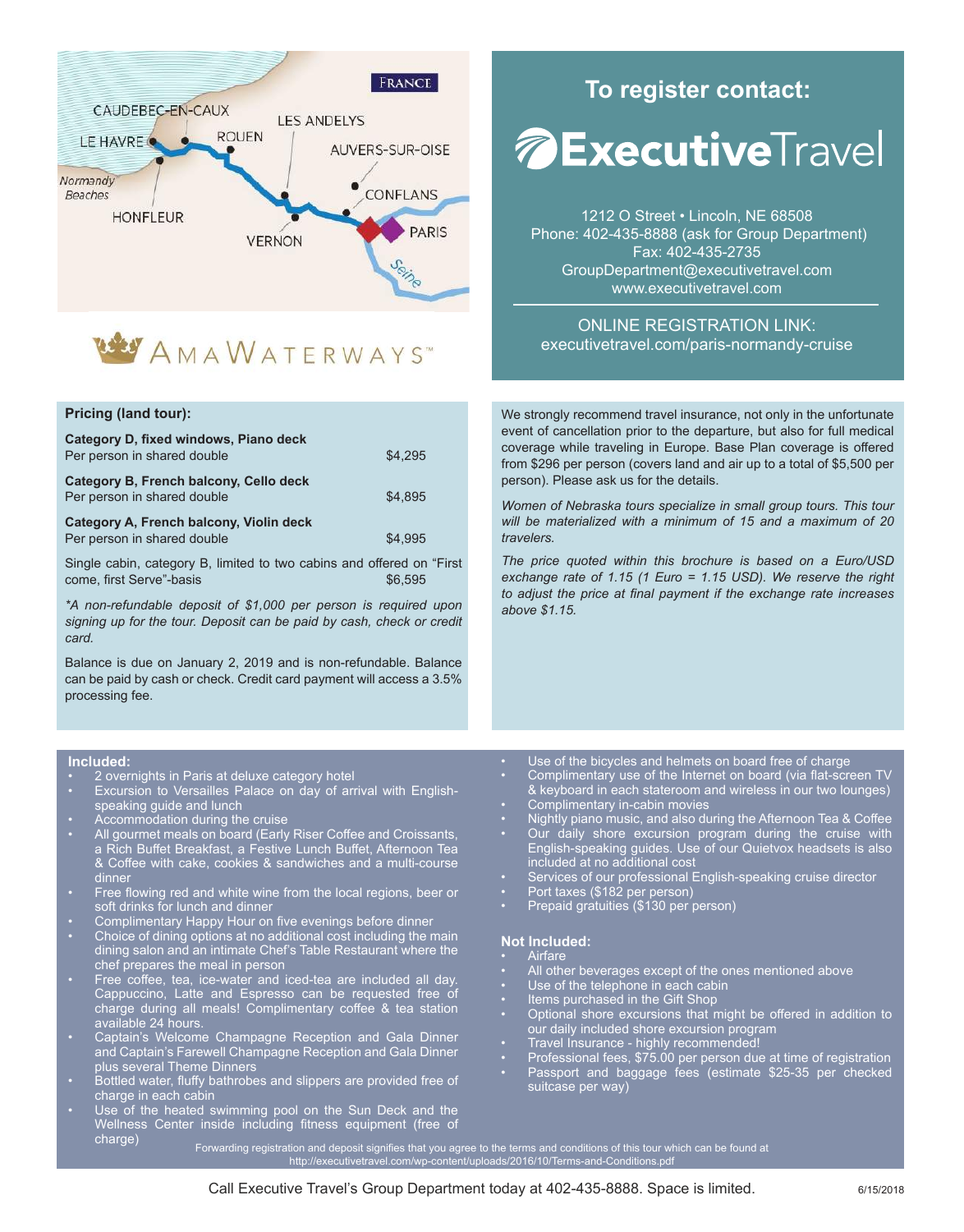FRANCE

CAUDEBEC-EN-CAUX · LE HAVRE · ROUEN · LES ANDELYS · AUVERS-SUR-OISE · Normandy Beaches · HONFLEUR · VERNON · CONFLANS · PARIS · Seine

AMAWATERWAYS™

## To register contact:

**ExecutiveTravel**

1212 O Street • Lincoln, NE 68508
Phone: 402-435-8888 (ask for Group Department)
Fax: 402-435-2735
GroupDepartment@executivetravel.com
www.executivetravel.com

ONLINE REGISTRATION LINK:
executivetravel.com/paris-normandy-cruise

### Pricing (land tour):

| | |
|---|---|
| **Category D, fixed windows, Piano deck**<br>Per person in shared double | $4,295 |
| **Category B, French balcony, Cello deck**<br>Per person in shared double | $4,895 |
| **Category A, French balcony, Violin deck**<br>Per person in shared double | $4,995 |
| Single cabin, category B, limited to two cabins and offered on "First come, first Serve"-basis | $6,595 |

*\*A non-refundable deposit of $1,000 per person is required upon signing up for the tour. Deposit can be paid by cash, check or credit card.*

Balance is due on January 2, 2019 and is non-refundable. Balance can be paid by cash or check. Credit card payment will access a 3.5% processing fee.

We strongly recommend travel insurance, not only in the unfortunate event of cancellation prior to the departure, but also for full medical coverage while traveling in Europe. Base Plan coverage is offered from $296 per person (covers land and air up to a total of $5,500 per person). Please ask us for the details.

*Women of Nebraska tours specialize in small group tours. This tour will be materialized with a minimum of 15 and a maximum of 20 travelers.*

*The price quoted within this brochure is based on a Euro/USD exchange rate of 1.15 (1 Euro = 1.15 USD). We reserve the right to adjust the price at final payment if the exchange rate increases above $1.15.*

### Included:

- 2 overnights in Paris at deluxe category hotel
- Excursion to Versailles Palace on day of arrival with English-speaking guide and lunch
- Accommodation during the cruise
- All gourmet meals on board (Early Riser Coffee and Croissants, a Rich Buffet Breakfast, a Festive Lunch Buffet, Afternoon Tea & Coffee with cake, cookies & sandwiches and a multi-course dinner
- Free flowing red and white wine from the local regions, beer or soft drinks for lunch and dinner
- Complimentary Happy Hour on five evenings before dinner
- Choice of dining options at no additional cost including the main dining salon and an intimate Chef's Table Restaurant where the chef prepares the meal in person
- Free coffee, tea, ice-water and iced-tea are included all day. Cappuccino, Latte and Espresso can be requested free of charge during all meals! Complimentary coffee & tea station available 24 hours.
- Captain's Welcome Champagne Reception and Gala Dinner and Captain's Farewell Champagne Reception and Gala Dinner plus several Theme Dinners
- Bottled water, fluffy bathrobes and slippers are provided free of charge in each cabin
- Use of the heated swimming pool on the Sun Deck and the Wellness Center inside including fitness equipment (free of charge)
- Use of the bicycles and helmets on board free of charge
- Complimentary use of the Internet on board (via flat-screen TV & keyboard in each stateroom and wireless in our two lounges)
- Complimentary in-cabin movies
- Nightly piano music, and also during the Afternoon Tea & Coffee
- Our daily shore excursion program during the cruise with English-speaking guides. Use of our Quietvox headsets is also included at no additional cost
- Services of our professional English-speaking cruise director
- Port taxes ($182 per person)
- Prepaid gratuities ($130 per person)

### Not Included:

- Airfare
- All other beverages except of the ones mentioned above
- Use of the telephone in each cabin
- Items purchased in the Gift Shop
- Optional shore excursions that might be offered in addition to our daily included shore excursion program
- Travel Insurance - highly recommended!
- Professional fees, $75.00 per person due at time of registration
- Passport and baggage fees (estimate $25-35 per checked suitcase per way)

Forwarding registration and deposit signifies that you agree to the terms and conditions of this tour which can be found at http://executivetravel.com/wp-content/uploads/2016/10/Terms-and-Conditions.pdf

Call Executive Travel's Group Department today at 402-435-8888. Space is limited.

6/15/2018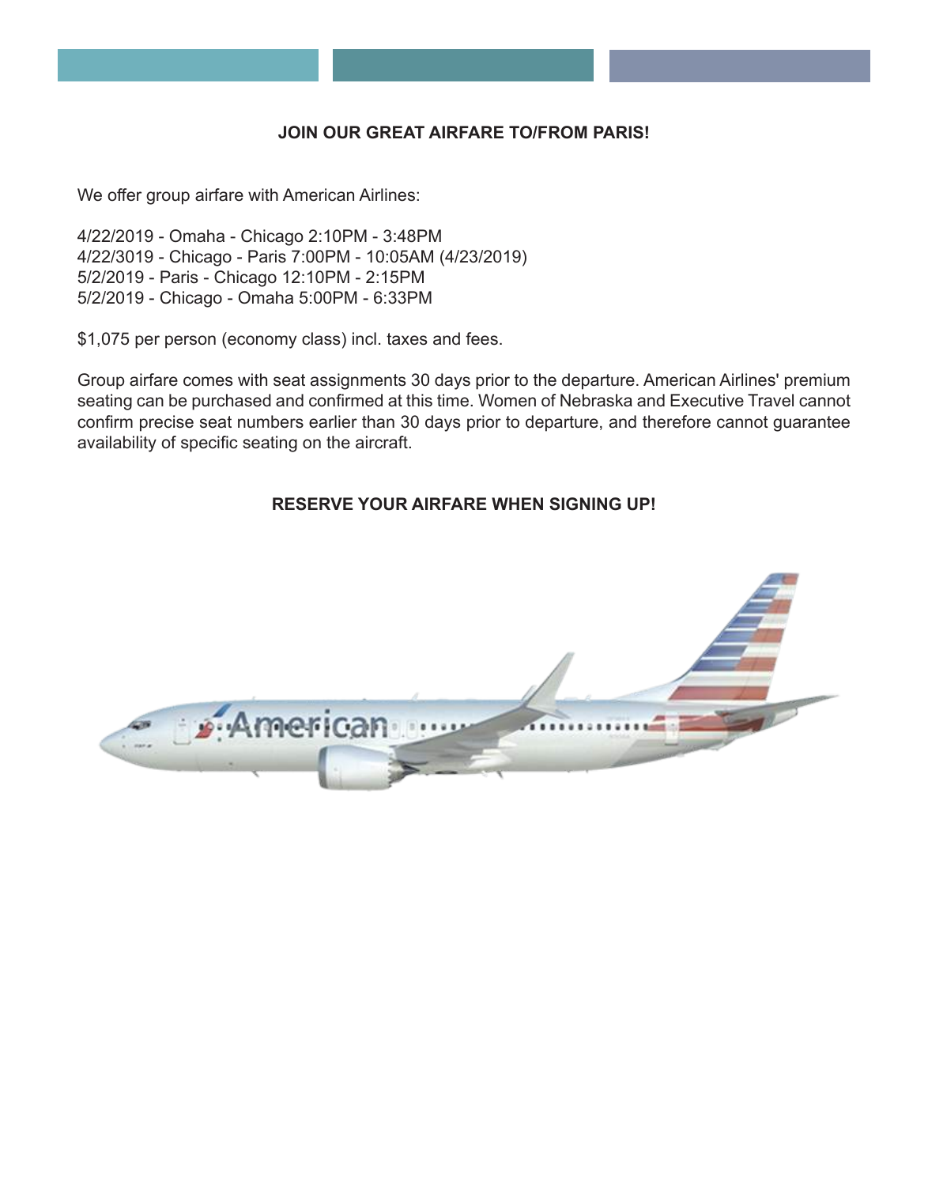**JOIN OUR GREAT AIRFARE TO/FROM PARIS!**

We offer group airfare with American Airlines:

4/22/2019 - Omaha - Chicago 2:10PM - 3:48PM
4/22/3019 - Chicago - Paris 7:00PM - 10:05AM (4/23/2019)
5/2/2019 - Paris - Chicago 12:10PM - 2:15PM
5/2/2019 - Chicago - Omaha 5:00PM - 6:33PM

$1,075 per person (economy class) incl. taxes and fees.

Group airfare comes with seat assignments 30 days prior to the departure. American Airlines' premium seating can be purchased and confirmed at this time. Women of Nebraska and Executive Travel cannot confirm precise seat numbers earlier than 30 days prior to departure, and therefore cannot guarantee availability of specific seating on the aircraft.

**RESERVE YOUR AIRFARE WHEN SIGNING UP!**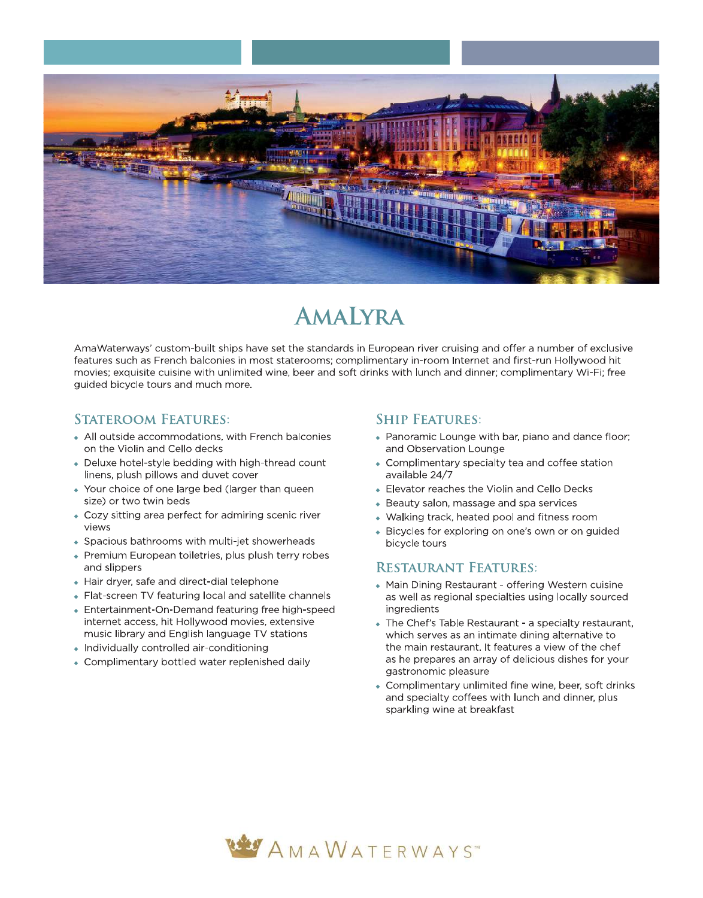# AmaLyra

AmaWaterways' custom-built ships have set the standards in European river cruising and offer a number of exclusive features such as French balconies in most staterooms; complimentary in-room Internet and first-run Hollywood hit movies; exquisite cuisine with unlimited wine, beer and soft drinks with lunch and dinner; complimentary Wi-Fi; free guided bicycle tours and much more.

## Stateroom Features:

- All outside accommodations, with French balconies on the Violin and Cello decks
- Deluxe hotel-style bedding with high-thread count linens, plush pillows and duvet cover
- Your choice of one large bed (larger than queen size) or two twin beds
- Cozy sitting area perfect for admiring scenic river views
- Spacious bathrooms with multi-jet showerheads
- Premium European toiletries, plus plush terry robes and slippers
- Hair dryer, safe and direct-dial telephone
- Flat-screen TV featuring local and satellite channels
- Entertainment-On-Demand featuring free high-speed internet access, hit Hollywood movies, extensive music library and English language TV stations
- Individually controlled air-conditioning
- Complimentary bottled water replenished daily

## Ship Features:

- Panoramic Lounge with bar, piano and dance floor; and Observation Lounge
- Complimentary specialty tea and coffee station available 24/7
- Elevator reaches the Violin and Cello Decks
- Beauty salon, massage and spa services
- Walking track, heated pool and fitness room
- Bicycles for exploring on one's own or on guided bicycle tours

## Restaurant Features:

- Main Dining Restaurant - offering Western cuisine as well as regional specialties using locally sourced ingredients
- The Chef's Table Restaurant - a specialty restaurant, which serves as an intimate dining alternative to the main restaurant. It features a view of the chef as he prepares an array of delicious dishes for your gastronomic pleasure
- Complimentary unlimited fine wine, beer, soft drinks and specialty coffees with lunch and dinner, plus sparkling wine at breakfast

AmaWaterways™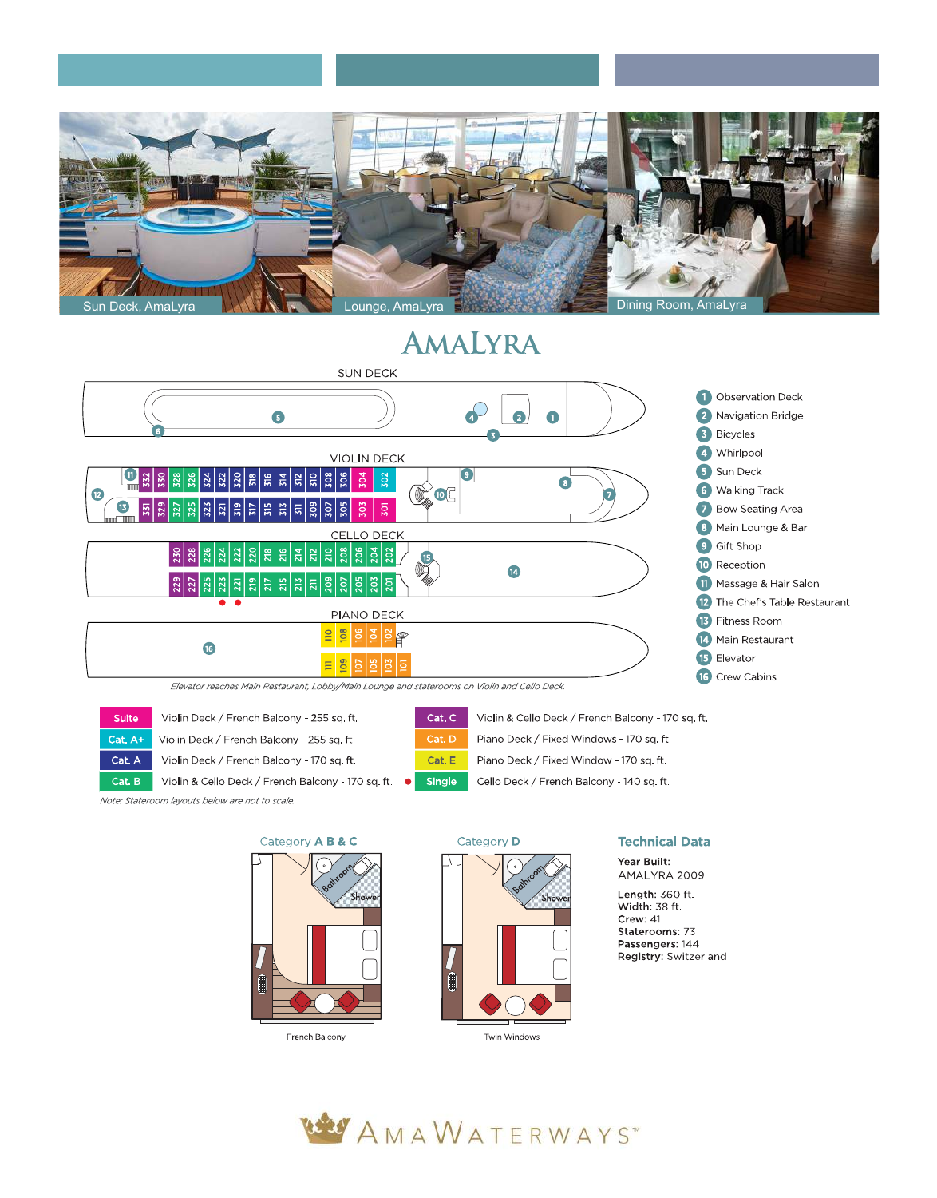Sun Deck, AmaLyra

Lounge, AmaLyra

Dining Room, AmaLyra

# AMALYRA

SUN DECK

VIOLIN DECK

CELLO DECK

PIANO DECK

*Elevator reaches Main Restaurant, Lobby/Main Lounge and staterooms on Violin and Cello Deck.*

1. Observation Deck
2. Navigation Bridge
3. Bicycles
4. Whirlpool
5. Sun Deck
6. Walking Track
7. Bow Seating Area
8. Main Lounge & Bar
9. Gift Shop
10. Reception
11. Massage & Hair Salon
12. The Chef's Table Restaurant
13. Fitness Room
14. Main Restaurant
15. Elevator
16. Crew Cabins

| | | | |
|---|---|---|---|
| Suite | Violin Deck / French Balcony - 255 sq. ft. | Cat. C | Violin & Cello Deck / French Balcony - 170 sq. ft. |
| Cat. A+ | Violin Deck / French Balcony - 255 sq. ft. | Cat. D | Piano Deck / Fixed Windows - 170 sq. ft. |
| Cat. A | Violin Deck / French Balcony - 170 sq. ft. | Cat. E | Piano Deck / Fixed Window - 170 sq. ft. |
| Cat. B | Violin & Cello Deck / French Balcony - 170 sq. ft. | ● Single | Cello Deck / French Balcony - 140 sq. ft. |

*Note: Stateroom layouts below are not to scale.*

Category **A B & C**

French Balcony

Category **D**

Twin Windows

## Technical Data

**Year Built:**
AMALYRA 2009

**Length:** 360 ft.
**Width:** 38 ft.
**Crew:** 41
**Staterooms:** 73
**Passengers:** 144
**Registry:** Switzerland

AMAWATERWAYS™